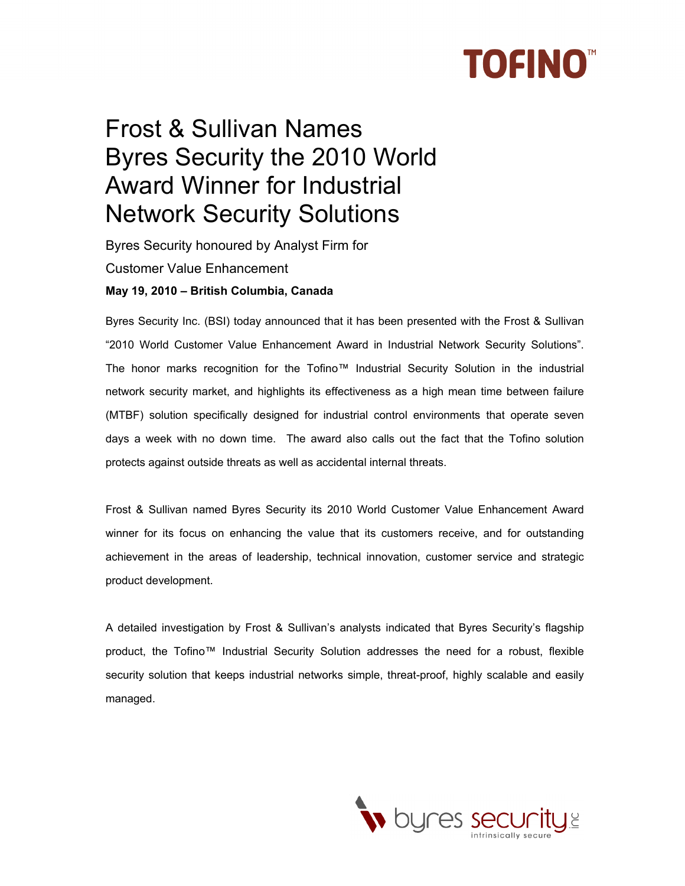# Frost & Sullivan Names Byres Security the 2010 World Award Winner for Industrial Network Security Solutions

Byres Security honoured by Analyst Firm for Customer Value Enhancement

**May 19, 2010 – British Columbia, Canada**

Byres Security Inc. (BSI) today announced that it has been presented with the Frost & Sullivan "2010 World Customer Value Enhancement Award in Industrial Network Security Solutions". The honor marks recognition for the Tofino™ Industrial Security Solution in the industrial network security market, and highlights its effectiveness as a high mean time between failure (MTBF) solution specifically designed for industrial control environments that operate seven days a week with no down time. The award also calls out the fact that the Tofino solution protects against outside threats as well as accidental internal threats.

Frost & Sullivan named Byres Security its 2010 World Customer Value Enhancement Award winner for its focus on enhancing the value that its customers receive, and for outstanding achievement in the areas of leadership, technical innovation, customer service and strategic product development.

A detailed investigation by Frost & Sullivan's analysts indicated that Byres Security's flagship product, the Tofino™ Industrial Security Solution addresses the need for a robust, flexible security solution that keeps industrial networks simple, threat-proof, highly scalable and easily managed.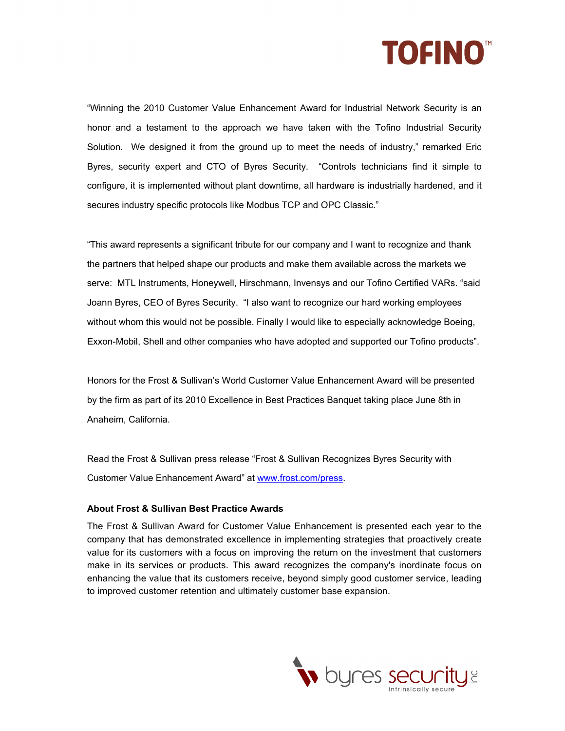"Winning the 2010 Customer Value Enhancement Award for Industrial Network Security is an honor and a testament to the approach we have taken with the Tofino Industrial Security Solution. We designed it from the ground up to meet the needs of industry," remarked Eric Byres, security expert and CTO of Byres Security. "Controls technicians find it simple to configure, it is implemented without plant downtime, all hardware is industrially hardened, and it secures industry specific protocols like Modbus TCP and OPC Classic."

"This award represents a significant tribute for our company and I want to recognize and thank the partners that helped shape our products and make them available across the markets we serve: MTL Instruments, Honeywell, Hirschmann, Invensys and our Tofino Certified VARs. "said Joann Byres, CEO of Byres Security. "I also want to recognize our hard working employees without whom this would not be possible. Finally I would like to especially acknowledge Boeing, Exxon-Mobil, Shell and other companies who have adopted and supported our Tofino products".

Honors for the Frost & Sullivan's World Customer Value Enhancement Award will be presented by the firm as part of its 2010 Excellence in Best Practices Banquet taking place June 8th in Anaheim, California.

Read the Frost & Sullivan press release "Frost & Sullivan Recognizes Byres Security with Customer Value Enhancement Award" at www.frost.com/press.

**About Frost & Sullivan Best Practice Awards**

The Frost & Sullivan Award for Customer Value Enhancement is presented each year to the company that has demonstrated excellence in implementing strategies that proactively create value for its customers with a focus on improving the return on the investment that customers make in its services or products. This award recognizes the company's inordinate focus on enhancing the value that its customers receive, beyond simply good customer service, leading to improved customer retention and ultimately customer base expansion.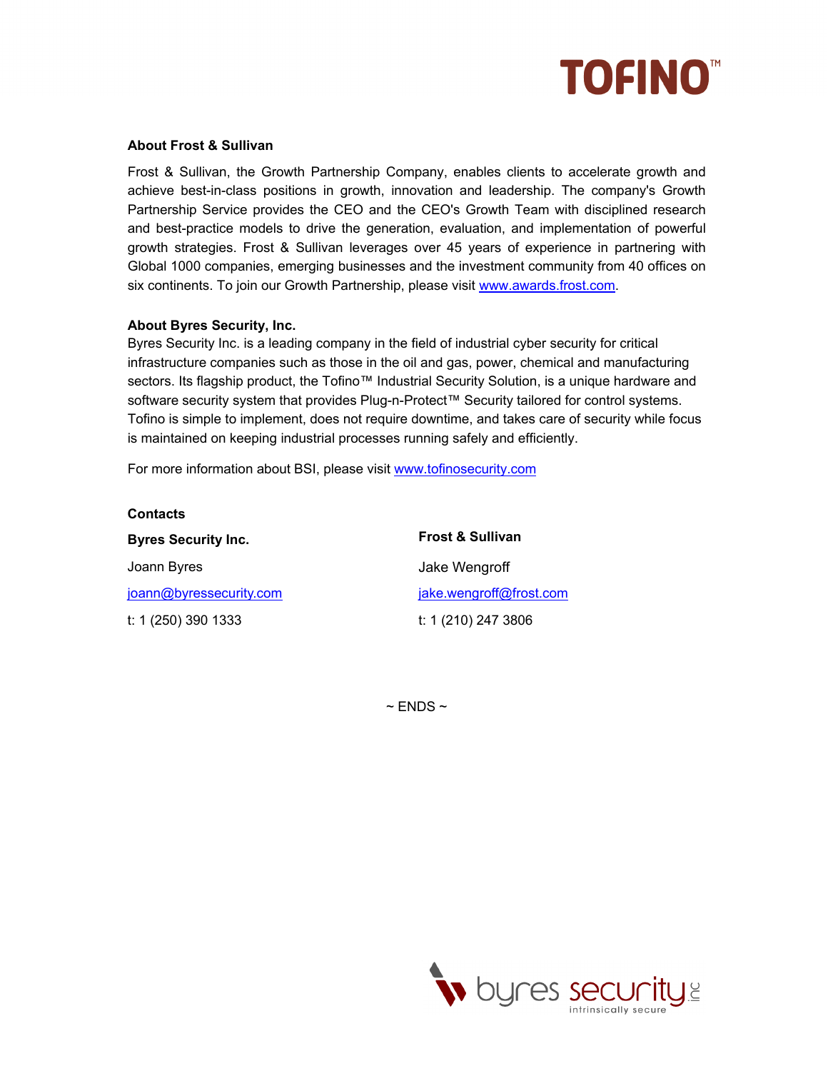**About Frost & Sullivan**

Frost & Sullivan, the Growth Partnership Company, enables clients to accelerate growth and achieve best-in-class positions in growth, innovation and leadership. The company's Growth Partnership Service provides the CEO and the CEO's Growth Team with disciplined research and best-practice models to drive the generation, evaluation, and implementation of powerful growth strategies. Frost & Sullivan leverages over 45 years of experience in partnering with Global 1000 companies, emerging businesses and the investment community from 40 offices on six continents. To join our Growth Partnership, please visit www.awards.frost.com.

**About Byres Security, Inc.**

Byres Security Inc. is a leading company in the field of industrial cyber security for critical infrastructure companies such as those in the oil and gas, power, chemical and manufacturing sectors. Its flagship product, the Tofino™ Industrial Security Solution, is a unique hardware and software security system that provides Plug-n-Protect™ Security tailored for control systems. Tofino is simple to implement, does not require downtime, and takes care of security while focus is maintained on keeping industrial processes running safely and efficiently.

For more information about BSI, please visit www.tofinosecurity.com

**Contacts**

**Byres Security Inc.**

Joann Byres

joann@byressecurity.com

t: 1 (250) 390 1333

**Frost & Sullivan**

Jake Wengroff

jake.wengroff@frost.com

t: 1 (210) 247 3806

~ ENDS ~